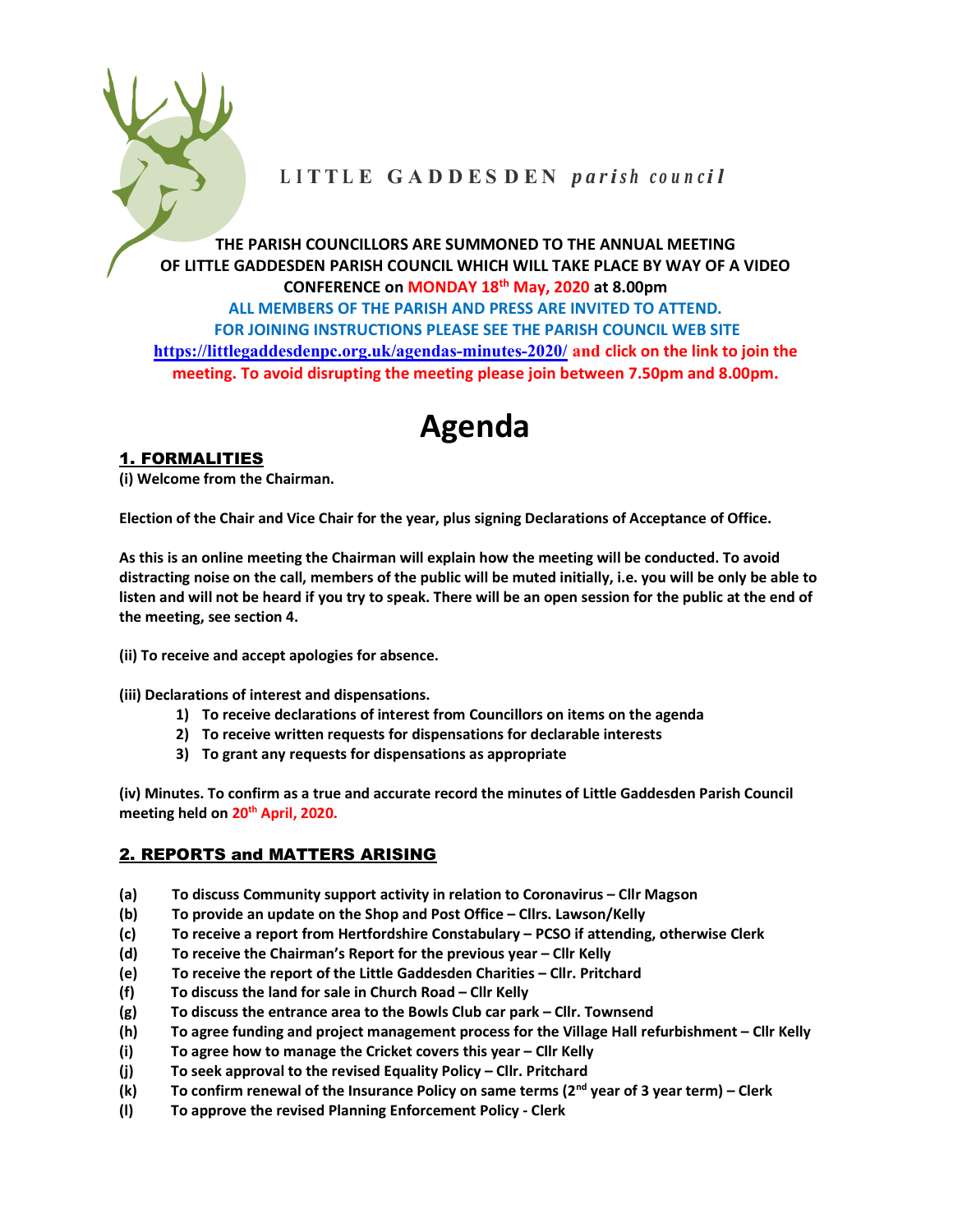LITTLE GADDESDEN *parish council*

**THE PARISH COUNCILLORS ARE SUMMONED TO THE ANNUAL MEETING OF LITTLE GADDESDEN PARISH COUNCIL WHICH WILL TAKE PLACE BY WAY OF A VIDEO CONFERENCE on MONDAY 18th May, 2020 at 8.00pm**

**ALL MEMBERS OF THE PARISH AND PRESS ARE INVITED TO ATTEND.**
**FOR JOINING INSTRUCTIONS PLEASE SEE THE PARISH COUNCIL WEB SITE**
**https://littlegaddesdenpc.org.uk/agendas-minutes-2020/ and click on the link to join the meeting. To avoid disrupting the meeting please join between 7.50pm and 8.00pm.**

# Agenda

## 1. FORMALITIES

**(i) Welcome from the Chairman.**

**Election of the Chair and Vice Chair for the year, plus signing Declarations of Acceptance of Office.**

**As this is an online meeting the Chairman will explain how the meeting will be conducted. To avoid distracting noise on the call, members of the public will be muted initially, i.e. you will be only be able to listen and will not be heard if you try to speak. There will be an open session for the public at the end of the meeting, see section 4.**

**(ii) To receive and accept apologies for absence.**

**(iii) Declarations of interest and dispensations.**

1) **To receive declarations of interest from Councillors on items on the agenda**
2) **To receive written requests for dispensations for declarable interests**
3) **To grant any requests for dispensations as appropriate**

**(iv) Minutes. To confirm as a true and accurate record the minutes of Little Gaddesden Parish Council meeting held on 20th April, 2020.**

## 2. REPORTS and MATTERS ARISING

- **(a) To discuss Community support activity in relation to Coronavirus – Cllr Magson**
- **(b) To provide an update on the Shop and Post Office – Cllrs. Lawson/Kelly**
- **(c) To receive a report from Hertfordshire Constabulary – PCSO if attending, otherwise Clerk**
- **(d) To receive the Chairman's Report for the previous year – Cllr Kelly**
- **(e) To receive the report of the Little Gaddesden Charities – Cllr. Pritchard**
- **(f) To discuss the land for sale in Church Road – Cllr Kelly**
- **(g) To discuss the entrance area to the Bowls Club car park – Cllr. Townsend**
- **(h) To agree funding and project management process for the Village Hall refurbishment – Cllr Kelly**
- **(i) To agree how to manage the Cricket covers this year – Cllr Kelly**
- **(j) To seek approval to the revised Equality Policy – Cllr. Pritchard**
- **(k) To confirm renewal of the Insurance Policy on same terms (2nd year of 3 year term) – Clerk**
- **(l) To approve the revised Planning Enforcement Policy - Clerk**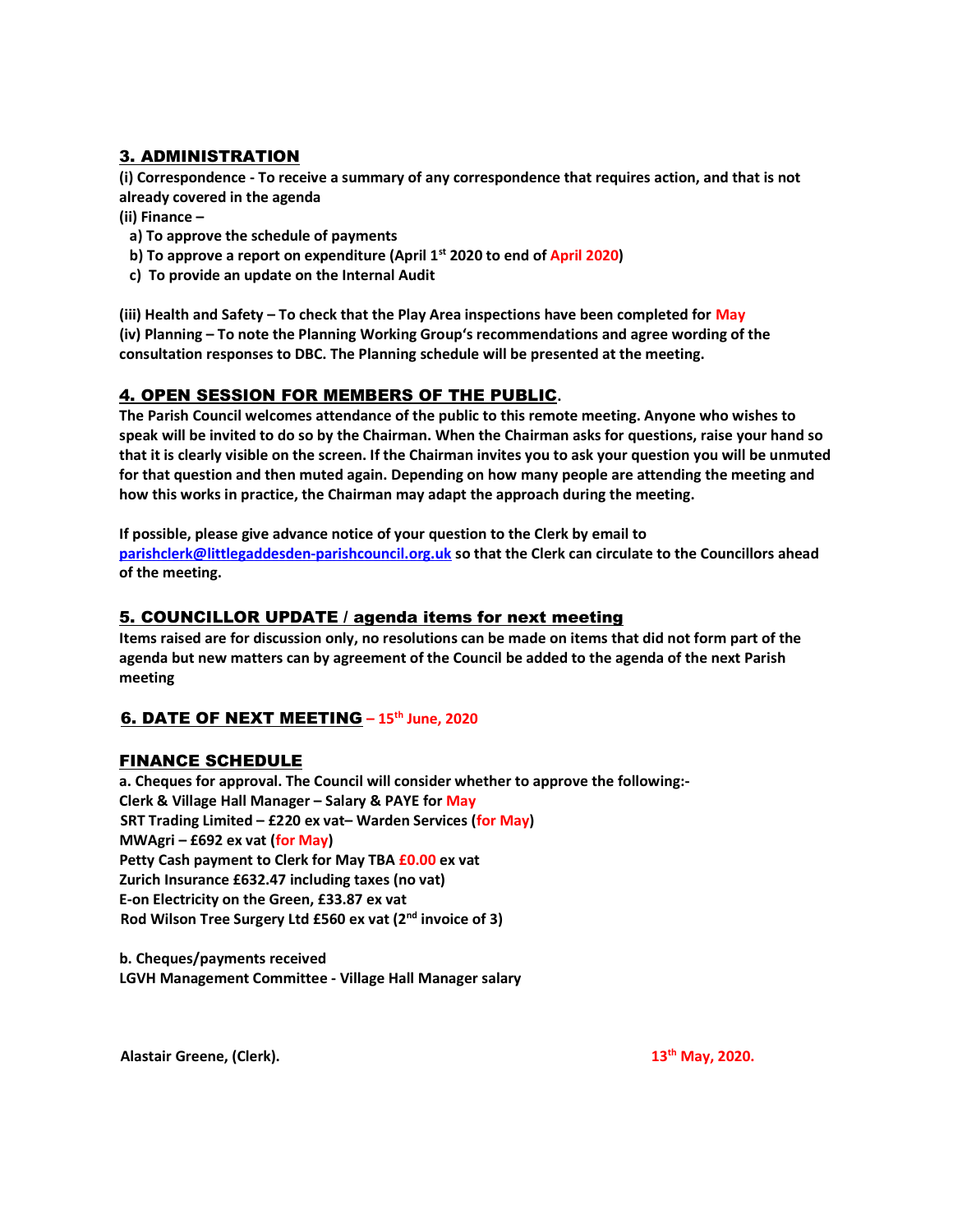## 3. ADMINISTRATION

**(i) Correspondence - To receive a summary of any correspondence that requires action, and that is not already covered in the agenda**

**(ii) Finance –**

**a) To approve the schedule of payments**

**b) To approve a report on expenditure (April 1st 2020 to end of April 2020)**

**c) To provide an update on the Internal Audit**

**(iii) Health and Safety – To check that the Play Area inspections have been completed for May**

**(iv) Planning – To note the Planning Working Group's recommendations and agree wording of the consultation responses to DBC. The Planning schedule will be presented at the meeting.**

## 4. OPEN SESSION FOR MEMBERS OF THE PUBLIC.

**The Parish Council welcomes attendance of the public to this remote meeting. Anyone who wishes to speak will be invited to do so by the Chairman. When the Chairman asks for questions, raise your hand so that it is clearly visible on the screen. If the Chairman invites you to ask your question you will be unmuted for that question and then muted again. Depending on how many people are attending the meeting and how this works in practice, the Chairman may adapt the approach during the meeting.**

**If possible, please give advance notice of your question to the Clerk by email to parishclerk@littlegaddesden-parishcouncil.org.uk so that the Clerk can circulate to the Councillors ahead of the meeting.**

## 5. COUNCILLOR UPDATE / agenda items for next meeting

**Items raised are for discussion only, no resolutions can be made on items that did not form part of the agenda but new matters can by agreement of the Council be added to the agenda of the next Parish meeting**

## 6. DATE OF NEXT MEETING – 15th June, 2020

## FINANCE SCHEDULE

**a. Cheques for approval. The Council will consider whether to approve the following:-**

**Clerk & Village Hall Manager – Salary & PAYE for May**

**SRT Trading Limited – £220 ex vat– Warden Services (for May)**

**MWAgri – £692 ex vat (for May)**

**Petty Cash payment to Clerk for May TBA £0.00 ex vat**

**Zurich Insurance £632.47 including taxes (no vat)**

**E-on Electricity on the Green, £33.87 ex vat**

**Rod Wilson Tree Surgery Ltd £560 ex vat (2nd invoice of 3)**

**b. Cheques/payments received**

**LGVH Management Committee - Village Hall Manager salary**

**Alastair Greene, (Clerk).** **13th May, 2020.**